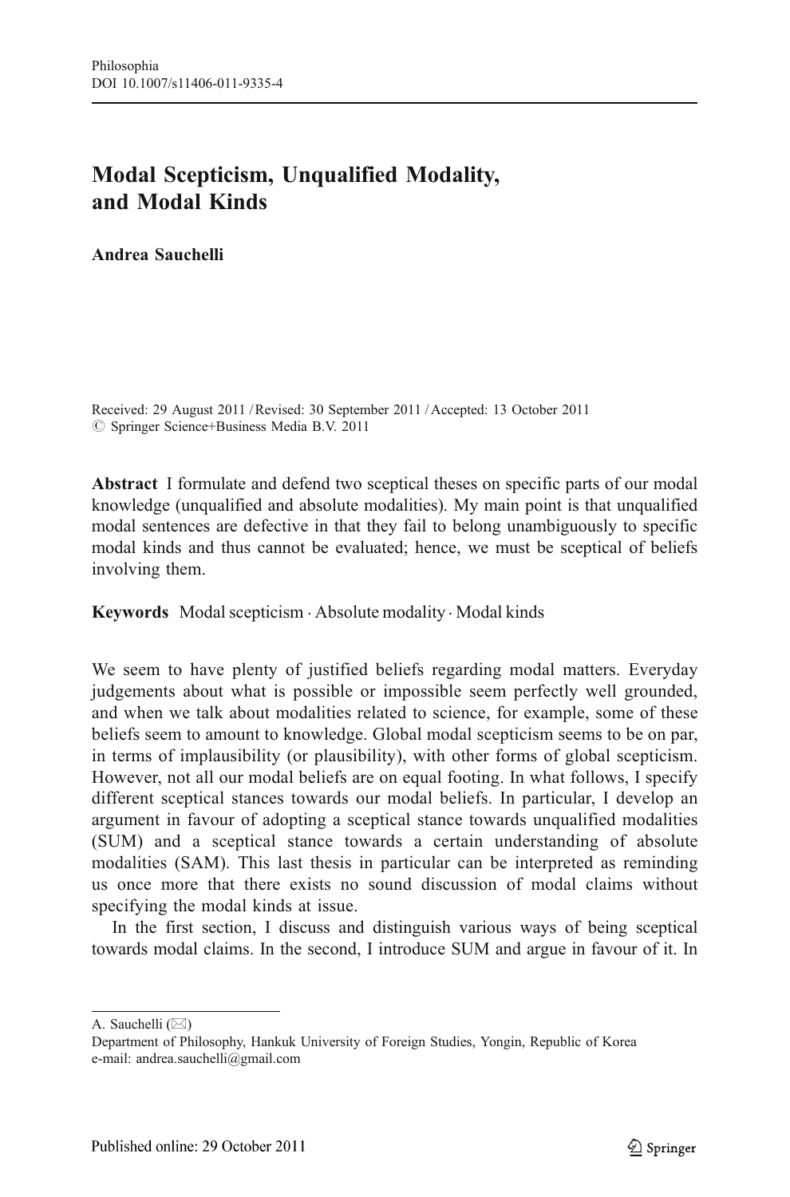# Modal Scepticism, Unqualified Modality, and Modal Kinds

**Andrea Sauchelli**

Received: 29 August 2011 / Revised: 30 September 2011 / Accepted: 13 October 2011
© Springer Science+Business Media B.V. 2011

**Abstract** I formulate and defend two sceptical theses on specific parts of our modal knowledge (unqualified and absolute modalities). My main point is that unqualified modal sentences are defective in that they fail to belong unambiguously to specific modal kinds and thus cannot be evaluated; hence, we must be sceptical of beliefs involving them.

**Keywords** Modal scepticism · Absolute modality · Modal kinds

We seem to have plenty of justified beliefs regarding modal matters. Everyday judgements about what is possible or impossible seem perfectly well grounded, and when we talk about modalities related to science, for example, some of these beliefs seem to amount to knowledge. Global modal scepticism seems to be on par, in terms of implausibility (or plausibility), with other forms of global scepticism. However, not all our modal beliefs are on equal footing. In what follows, I specify different sceptical stances towards our modal beliefs. In particular, I develop an argument in favour of adopting a sceptical stance towards unqualified modalities (SUM) and a sceptical stance towards a certain understanding of absolute modalities (SAM). This last thesis in particular can be interpreted as reminding us once more that there exists no sound discussion of modal claims without specifying the modal kinds at issue.

In the first section, I discuss and distinguish various ways of being sceptical towards modal claims. In the second, I introduce SUM and argue in favour of it. In

---

A. Sauchelli (✉)
Department of Philosophy, Hankuk University of Foreign Studies, Yongin, Republic of Korea
e-mail: andrea.sauchelli@gmail.com

Published online: 29 October 2011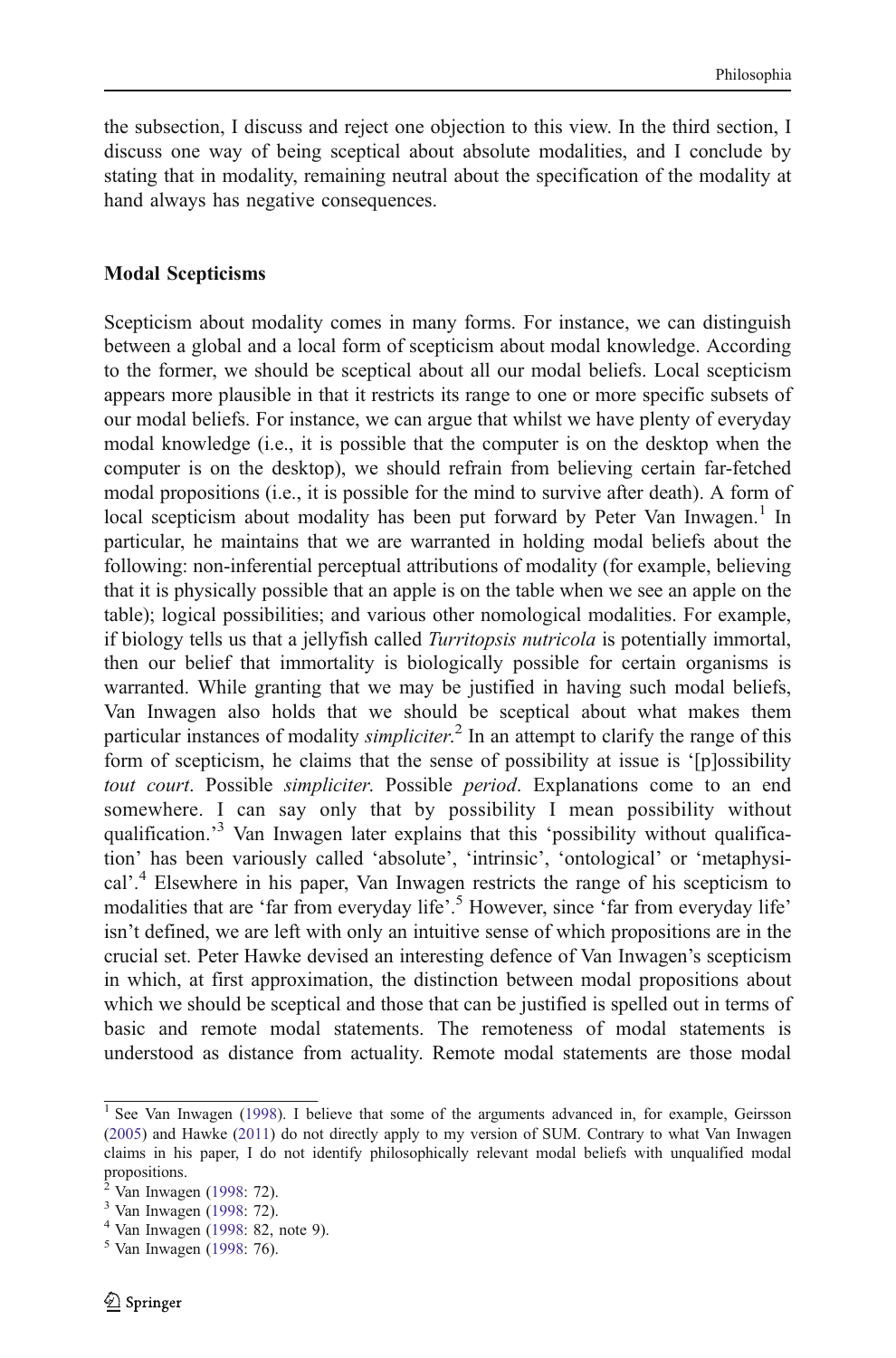the subsection, I discuss and reject one objection to this view. In the third section, I discuss one way of being sceptical about absolute modalities, and I conclude by stating that in modality, remaining neutral about the specification of the modality at hand always has negative consequences.

## Modal Scepticisms

Scepticism about modality comes in many forms. For instance, we can distinguish between a global and a local form of scepticism about modal knowledge. According to the former, we should be sceptical about all our modal beliefs. Local scepticism appears more plausible in that it restricts its range to one or more specific subsets of our modal beliefs. For instance, we can argue that whilst we have plenty of everyday modal knowledge (i.e., it is possible that the computer is on the desktop when the computer is on the desktop), we should refrain from believing certain far-fetched modal propositions (i.e., it is possible for the mind to survive after death). A form of local scepticism about modality has been put forward by Peter Van Inwagen.[1] In particular, he maintains that we are warranted in holding modal beliefs about the following: non-inferential perceptual attributions of modality (for example, believing that it is physically possible that an apple is on the table when we see an apple on the table); logical possibilities; and various other nomological modalities. For example, if biology tells us that a jellyfish called *Turritopsis nutricola* is potentially immortal, then our belief that immortality is biologically possible for certain organisms is warranted. While granting that we may be justified in having such modal beliefs, Van Inwagen also holds that we should be sceptical about what makes them particular instances of modality *simpliciter*.[2] In an attempt to clarify the range of this form of scepticism, he claims that the sense of possibility at issue is '[p]ossibility *tout court*. Possible *simpliciter*. Possible *period*. Explanations come to an end somewhere. I can say only that by possibility I mean possibility without qualification.'[3] Van Inwagen later explains that this 'possibility without qualification' has been variously called 'absolute', 'intrinsic', 'ontological' or 'metaphysical'.[4] Elsewhere in his paper, Van Inwagen restricts the range of his scepticism to modalities that are 'far from everyday life'.[5] However, since 'far from everyday life' isn't defined, we are left with only an intuitive sense of which propositions are in the crucial set. Peter Hawke devised an interesting defence of Van Inwagen's scepticism in which, at first approximation, the distinction between modal propositions about which we should be sceptical and those that can be justified is spelled out in terms of basic and remote modal statements. The remoteness of modal statements is understood as distance from actuality. Remote modal statements are those modal

---

[1] See Van Inwagen (1998). I believe that some of the arguments advanced in, for example, Geirsson (2005) and Hawke (2011) do not directly apply to my version of SUM. Contrary to what Van Inwagen claims in his paper, I do not identify philosophically relevant modal beliefs with unqualified modal propositions.

[2] Van Inwagen (1998: 72).

[3] Van Inwagen (1998: 72).

[4] Van Inwagen (1998: 82, note 9).

[5] Van Inwagen (1998: 76).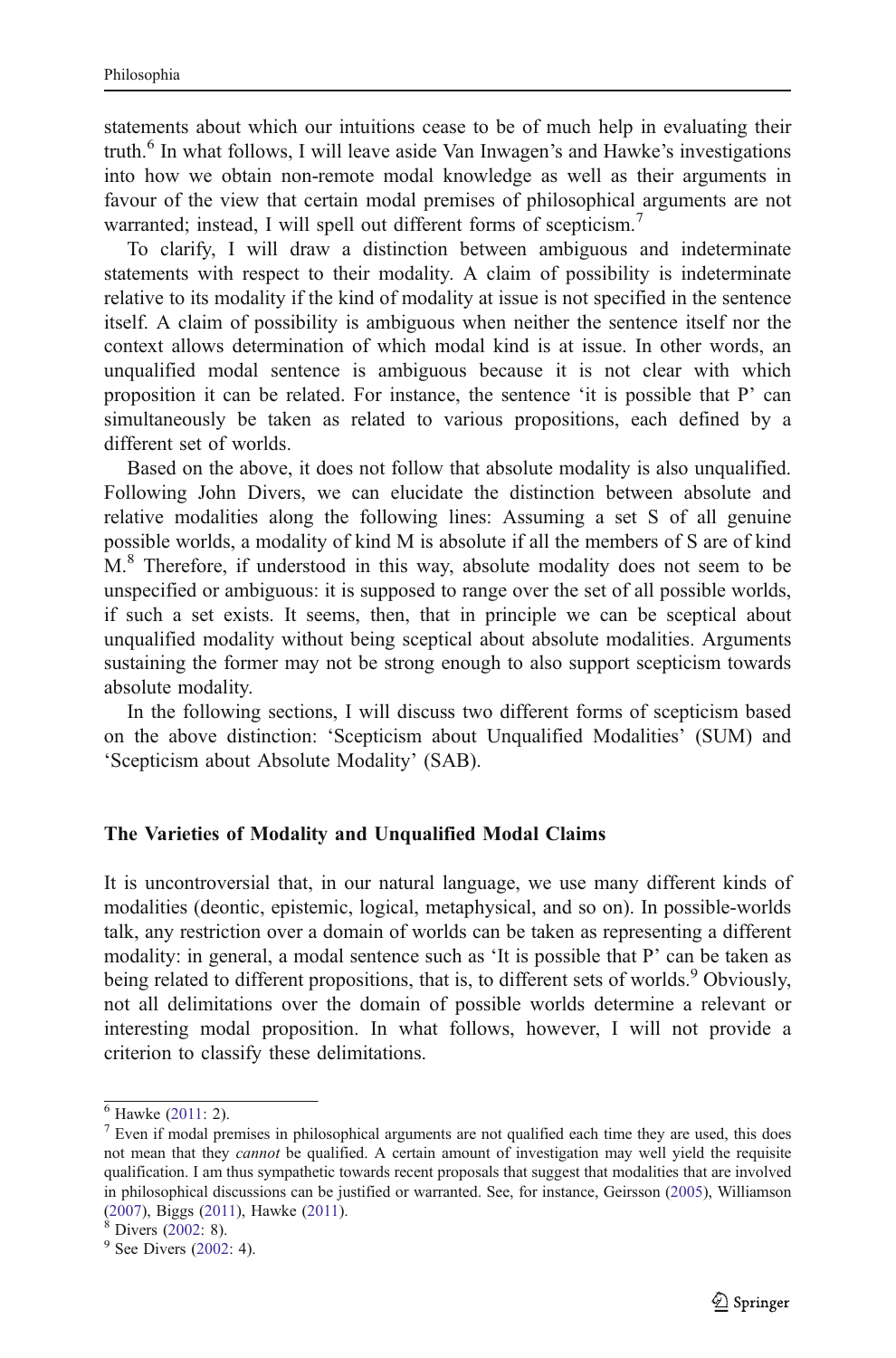statements about which our intuitions cease to be of much help in evaluating their truth.[6] In what follows, I will leave aside Van Inwagen's and Hawke's investigations into how we obtain non-remote modal knowledge as well as their arguments in favour of the view that certain modal premises of philosophical arguments are not warranted; instead, I will spell out different forms of scepticism.[7]

To clarify, I will draw a distinction between ambiguous and indeterminate statements with respect to their modality. A claim of possibility is indeterminate relative to its modality if the kind of modality at issue is not specified in the sentence itself. A claim of possibility is ambiguous when neither the sentence itself nor the context allows determination of which modal kind is at issue. In other words, an unqualified modal sentence is ambiguous because it is not clear with which proposition it can be related. For instance, the sentence 'it is possible that P' can simultaneously be taken as related to various propositions, each defined by a different set of worlds.

Based on the above, it does not follow that absolute modality is also unqualified. Following John Divers, we can elucidate the distinction between absolute and relative modalities along the following lines: Assuming a set S of all genuine possible worlds, a modality of kind M is absolute if all the members of S are of kind M.[8] Therefore, if understood in this way, absolute modality does not seem to be unspecified or ambiguous: it is supposed to range over the set of all possible worlds, if such a set exists. It seems, then, that in principle we can be sceptical about unqualified modality without being sceptical about absolute modalities. Arguments sustaining the former may not be strong enough to also support scepticism towards absolute modality.

In the following sections, I will discuss two different forms of scepticism based on the above distinction: 'Scepticism about Unqualified Modalities' (SUM) and 'Scepticism about Absolute Modality' (SAB).

## The Varieties of Modality and Unqualified Modal Claims

It is uncontroversial that, in our natural language, we use many different kinds of modalities (deontic, epistemic, logical, metaphysical, and so on). In possible-worlds talk, any restriction over a domain of worlds can be taken as representing a different modality: in general, a modal sentence such as 'It is possible that P' can be taken as being related to different propositions, that is, to different sets of worlds.[9] Obviously, not all delimitations over the domain of possible worlds determine a relevant or interesting modal proposition. In what follows, however, I will not provide a criterion to classify these delimitations.

---

[6] Hawke (2011: 2).

[7] Even if modal premises in philosophical arguments are not qualified each time they are used, this does not mean that they *cannot* be qualified. A certain amount of investigation may well yield the requisite qualification. I am thus sympathetic towards recent proposals that suggest that modalities that are involved in philosophical discussions can be justified or warranted. See, for instance, Geirsson (2005), Williamson (2007), Biggs (2011), Hawke (2011).

[8] Divers (2002: 8).

[9] See Divers (2002: 4).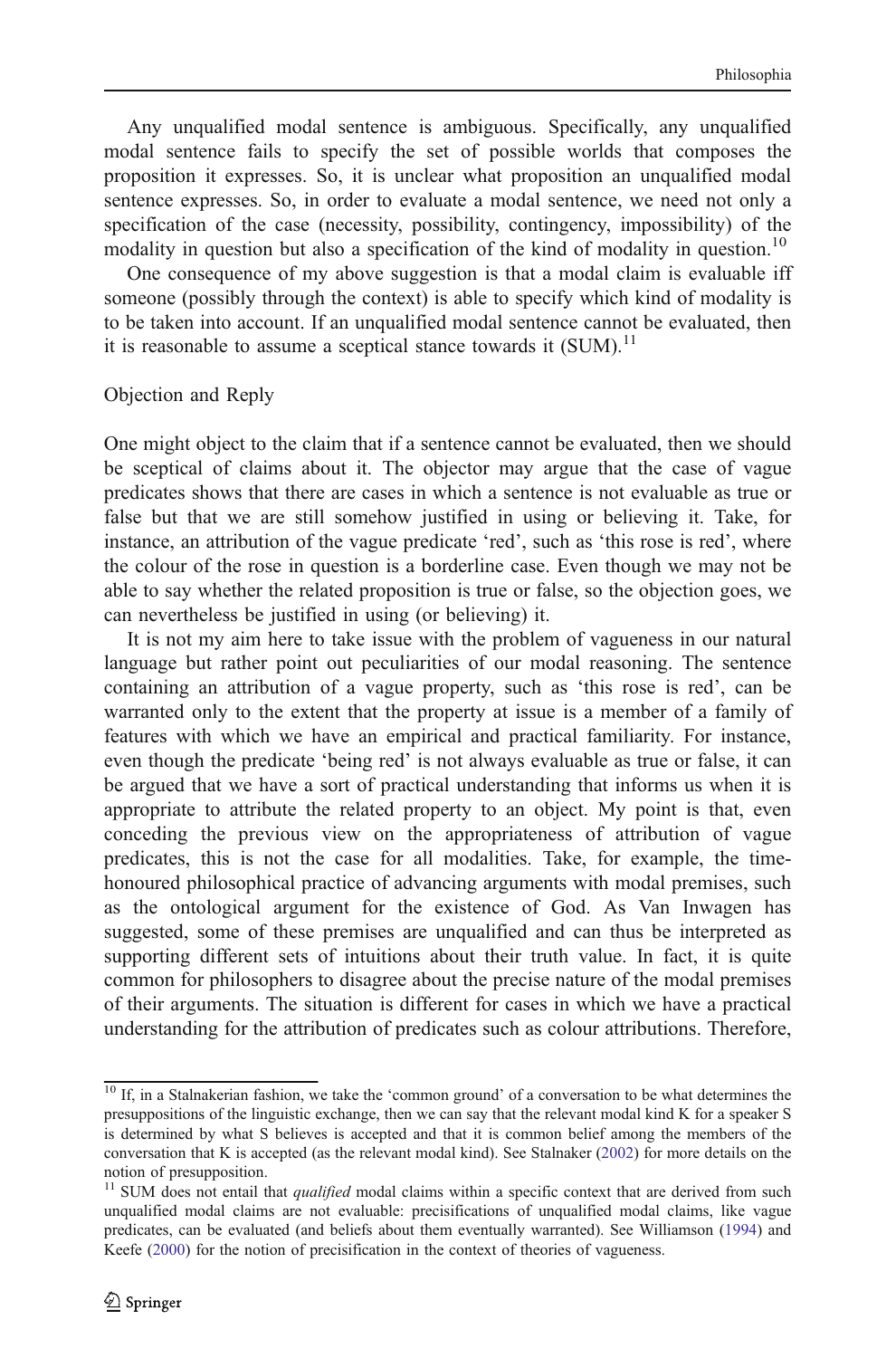Any unqualified modal sentence is ambiguous. Specifically, any unqualified modal sentence fails to specify the set of possible worlds that composes the proposition it expresses. So, it is unclear what proposition an unqualified modal sentence expresses. So, in order to evaluate a modal sentence, we need not only a specification of the case (necessity, possibility, contingency, impossibility) of the modality in question but also a specification of the kind of modality in question.[10]

One consequence of my above suggestion is that a modal claim is evaluable iff someone (possibly through the context) is able to specify which kind of modality is to be taken into account. If an unqualified modal sentence cannot be evaluated, then it is reasonable to assume a sceptical stance towards it (SUM).[11]

## Objection and Reply

One might object to the claim that if a sentence cannot be evaluated, then we should be sceptical of claims about it. The objector may argue that the case of vague predicates shows that there are cases in which a sentence is not evaluable as true or false but that we are still somehow justified in using or believing it. Take, for instance, an attribution of the vague predicate 'red', such as 'this rose is red', where the colour of the rose in question is a borderline case. Even though we may not be able to say whether the related proposition is true or false, so the objection goes, we can nevertheless be justified in using (or believing) it.

It is not my aim here to take issue with the problem of vagueness in our natural language but rather point out peculiarities of our modal reasoning. The sentence containing an attribution of a vague property, such as 'this rose is red', can be warranted only to the extent that the property at issue is a member of a family of features with which we have an empirical and practical familiarity. For instance, even though the predicate 'being red' is not always evaluable as true or false, it can be argued that we have a sort of practical understanding that informs us when it is appropriate to attribute the related property to an object. My point is that, even conceding the previous view on the appropriateness of attribution of vague predicates, this is not the case for all modalities. Take, for example, the time-honoured philosophical practice of advancing arguments with modal premises, such as the ontological argument for the existence of God. As Van Inwagen has suggested, some of these premises are unqualified and can thus be interpreted as supporting different sets of intuitions about their truth value. In fact, it is quite common for philosophers to disagree about the precise nature of the modal premises of their arguments. The situation is different for cases in which we have a practical understanding for the attribution of predicates such as colour attributions. Therefore,

---

[10] If, in a Stalnakerian fashion, we take the 'common ground' of a conversation to be what determines the presuppositions of the linguistic exchange, then we can say that the relevant modal kind K for a speaker S is determined by what S believes is accepted and that it is common belief among the members of the conversation that K is accepted (as the relevant modal kind). See Stalnaker (2002) for more details on the notion of presupposition.

[11] SUM does not entail that *qualified* modal claims within a specific context that are derived from such unqualified modal claims are not evaluable: precisifications of unqualified modal claims, like vague predicates, can be evaluated (and beliefs about them eventually warranted). See Williamson (1994) and Keefe (2000) for the notion of precisification in the context of theories of vagueness.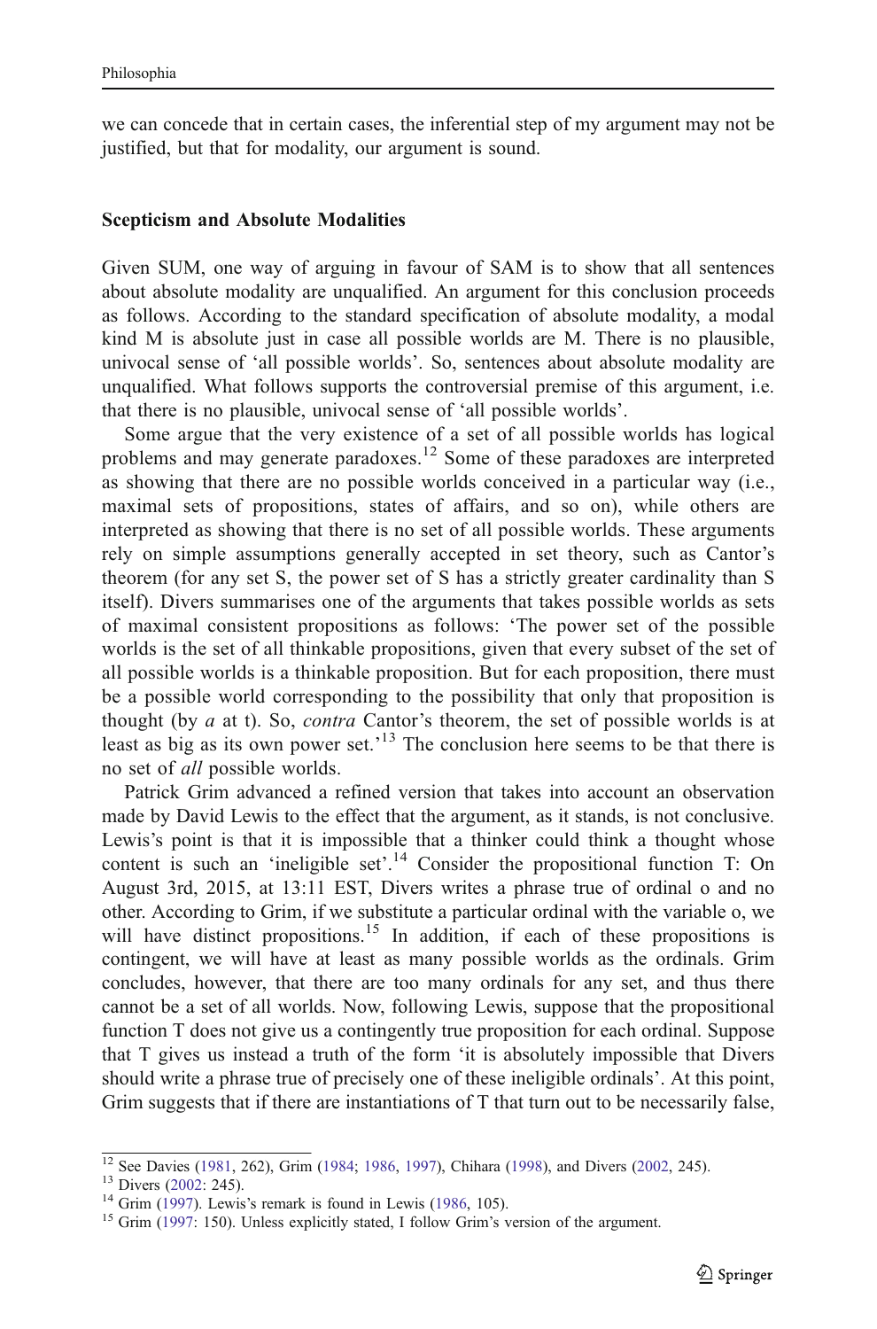we can concede that in certain cases, the inferential step of my argument may not be justified, but that for modality, our argument is sound.

## Scepticism and Absolute Modalities

Given SUM, one way of arguing in favour of SAM is to show that all sentences about absolute modality are unqualified. An argument for this conclusion proceeds as follows. According to the standard specification of absolute modality, a modal kind M is absolute just in case all possible worlds are M. There is no plausible, univocal sense of 'all possible worlds'. So, sentences about absolute modality are unqualified. What follows supports the controversial premise of this argument, i.e. that there is no plausible, univocal sense of 'all possible worlds'.

Some argue that the very existence of a set of all possible worlds has logical problems and may generate paradoxes.[12] Some of these paradoxes are interpreted as showing that there are no possible worlds conceived in a particular way (i.e., maximal sets of propositions, states of affairs, and so on), while others are interpreted as showing that there is no set of all possible worlds. These arguments rely on simple assumptions generally accepted in set theory, such as Cantor's theorem (for any set S, the power set of S has a strictly greater cardinality than S itself). Divers summarises one of the arguments that takes possible worlds as sets of maximal consistent propositions as follows: 'The power set of the possible worlds is the set of all thinkable propositions, given that every subset of the set of all possible worlds is a thinkable proposition. But for each proposition, there must be a possible world corresponding to the possibility that only that proposition is thought (by *a* at t). So, *contra* Cantor's theorem, the set of possible worlds is at least as big as its own power set.'[13] The conclusion here seems to be that there is no set of *all* possible worlds.

Patrick Grim advanced a refined version that takes into account an observation made by David Lewis to the effect that the argument, as it stands, is not conclusive. Lewis's point is that it is impossible that a thinker could think a thought whose content is such an 'ineligible set'.[14] Consider the propositional function T: On August 3rd, 2015, at 13:11 EST, Divers writes a phrase true of ordinal o and no other. According to Grim, if we substitute a particular ordinal with the variable o, we will have distinct propositions.[15] In addition, if each of these propositions is contingent, we will have at least as many possible worlds as the ordinals. Grim concludes, however, that there are too many ordinals for any set, and thus there cannot be a set of all worlds. Now, following Lewis, suppose that the propositional function T does not give us a contingently true proposition for each ordinal. Suppose that T gives us instead a truth of the form 'it is absolutely impossible that Divers should write a phrase true of precisely one of these ineligible ordinals'. At this point, Grim suggests that if there are instantiations of T that turn out to be necessarily false,

---

[12] See Davies (1981, 262), Grim (1984; 1986, 1997), Chihara (1998), and Divers (2002, 245).

[13] Divers (2002: 245).

[14] Grim (1997). Lewis's remark is found in Lewis (1986, 105).

[15] Grim (1997: 150). Unless explicitly stated, I follow Grim's version of the argument.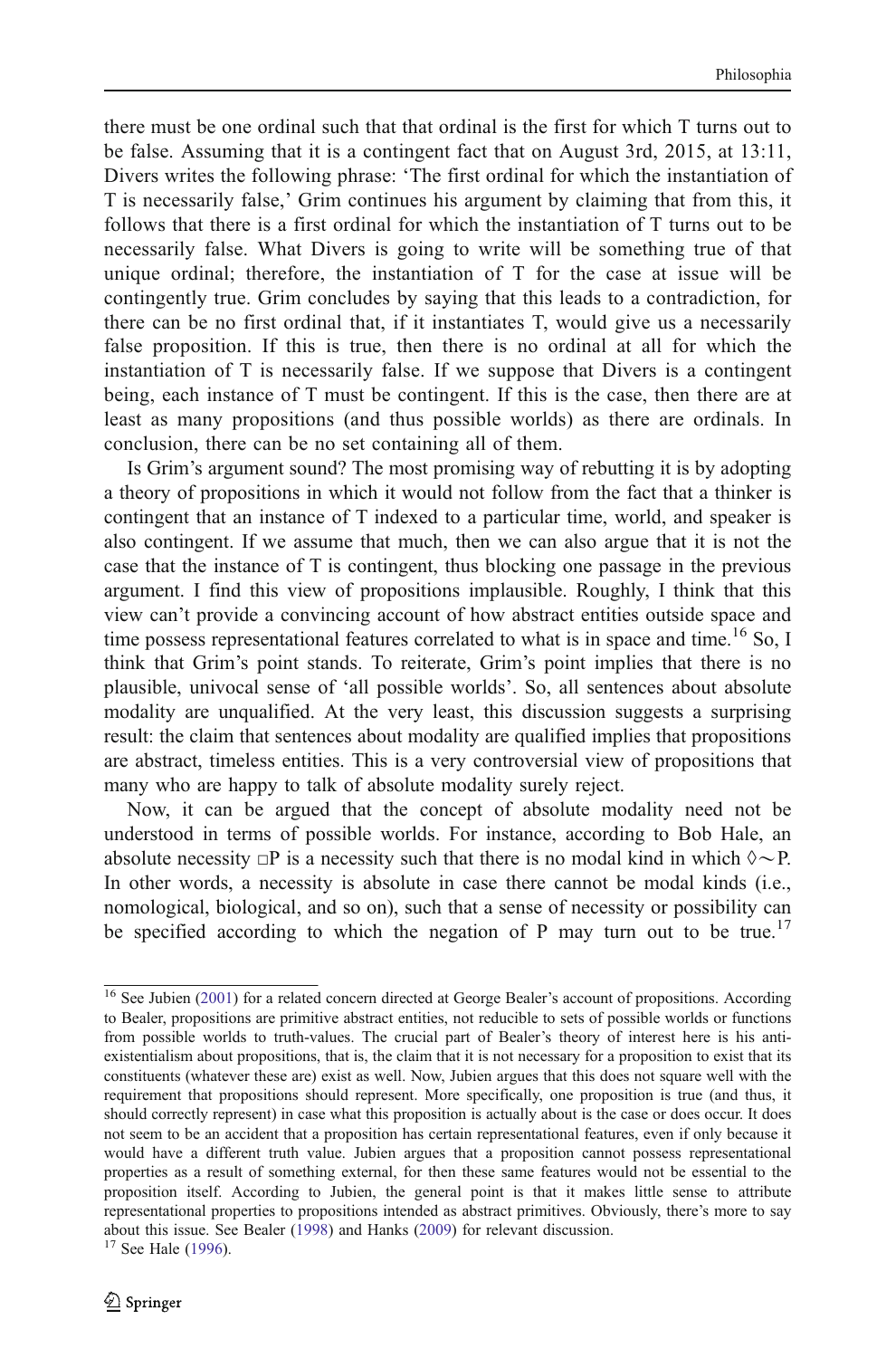there must be one ordinal such that that ordinal is the first for which T turns out to be false. Assuming that it is a contingent fact that on August 3rd, 2015, at 13:11, Divers writes the following phrase: 'The first ordinal for which the instantiation of T is necessarily false,' Grim continues his argument by claiming that from this, it follows that there is a first ordinal for which the instantiation of T turns out to be necessarily false. What Divers is going to write will be something true of that unique ordinal; therefore, the instantiation of T for the case at issue will be contingently true. Grim concludes by saying that this leads to a contradiction, for there can be no first ordinal that, if it instantiates T, would give us a necessarily false proposition. If this is true, then there is no ordinal at all for which the instantiation of T is necessarily false. If we suppose that Divers is a contingent being, each instance of T must be contingent. If this is the case, then there are at least as many propositions (and thus possible worlds) as there are ordinals. In conclusion, there can be no set containing all of them.

Is Grim's argument sound? The most promising way of rebutting it is by adopting a theory of propositions in which it would not follow from the fact that a thinker is contingent that an instance of T indexed to a particular time, world, and speaker is also contingent. If we assume that much, then we can also argue that it is not the case that the instance of T is contingent, thus blocking one passage in the previous argument. I find this view of propositions implausible. Roughly, I think that this view can't provide a convincing account of how abstract entities outside space and time possess representational features correlated to what is in space and time.[16] So, I think that Grim's point stands. To reiterate, Grim's point implies that there is no plausible, univocal sense of 'all possible worlds'. So, all sentences about absolute modality are unqualified. At the very least, this discussion suggests a surprising result: the claim that sentences about modality are qualified implies that propositions are abstract, timeless entities. This is a very controversial view of propositions that many who are happy to talk of absolute modality surely reject.

Now, it can be argued that the concept of absolute modality need not be understood in terms of possible worlds. For instance, according to Bob Hale, an absolute necessity $\Box P$ is a necessity such that there is no modal kind in which $\Diamond \sim P$. In other words, a necessity is absolute in case there cannot be modal kinds (i.e., nomological, biological, and so on), such that a sense of necessity or possibility can be specified according to which the negation of P may turn out to be true.[17]

[16] See Jubien (2001) for a related concern directed at George Bealer's account of propositions. According to Bealer, propositions are primitive abstract entities, not reducible to sets of possible worlds or functions from possible worlds to truth-values. The crucial part of Bealer's theory of interest here is his anti-existentialism about propositions, that is, the claim that it is not necessary for a proposition to exist that its constituents (whatever these are) exist as well. Now, Jubien argues that this does not square well with the requirement that propositions should represent. More specifically, one proposition is true (and thus, it should correctly represent) in case what this proposition is actually about is the case or does occur. It does not seem to be an accident that a proposition has certain representational features, even if only because it would have a different truth value. Jubien argues that a proposition cannot possess representational properties as a result of something external, for then these same features would not be essential to the proposition itself. According to Jubien, the general point is that it makes little sense to attribute representational properties to propositions intended as abstract primitives. Obviously, there's more to say about this issue. See Bealer (1998) and Hanks (2009) for relevant discussion.

[17] See Hale (1996).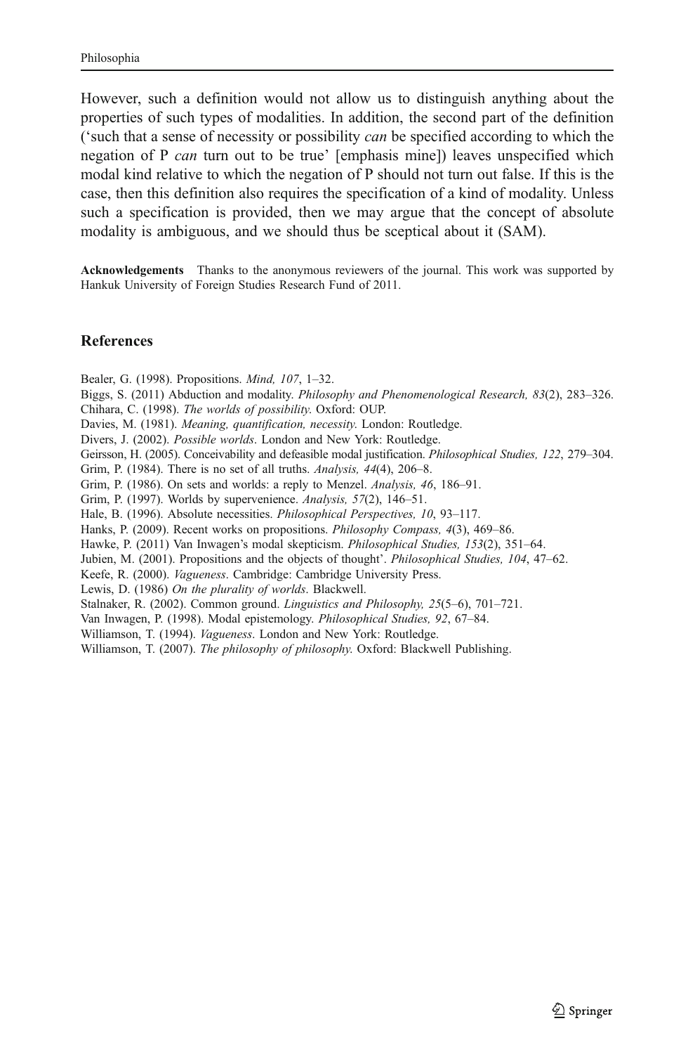However, such a definition would not allow us to distinguish anything about the properties of such types of modalities. In addition, the second part of the definition ('such that a sense of necessity or possibility *can* be specified according to which the negation of P *can* turn out to be true' [emphasis mine]) leaves unspecified which modal kind relative to which the negation of P should not turn out false. If this is the case, then this definition also requires the specification of a kind of modality. Unless such a specification is provided, then we may argue that the concept of absolute modality is ambiguous, and we should thus be sceptical about it (SAM).

**Acknowledgements** Thanks to the anonymous reviewers of the journal. This work was supported by Hankuk University of Foreign Studies Research Fund of 2011.

## References

Bealer, G. (1998). Propositions. *Mind, 107*, 1–32.

Biggs, S. (2011) Abduction and modality. *Philosophy and Phenomenological Research, 83*(2), 283–326.

Chihara, C. (1998). *The worlds of possibility.* Oxford: OUP.

Davies, M. (1981). *Meaning, quantification, necessity.* London: Routledge.

Divers, J. (2002). *Possible worlds*. London and New York: Routledge.

Geirsson, H. (2005). Conceivability and defeasible modal justification. *Philosophical Studies, 122*, 279–304.

Grim, P. (1984). There is no set of all truths. *Analysis, 44*(4), 206–8.

Grim, P. (1986). On sets and worlds: a reply to Menzel. *Analysis, 46*, 186–91.

Grim, P. (1997). Worlds by supervenience. *Analysis, 57*(2), 146–51.

Hale, B. (1996). Absolute necessities. *Philosophical Perspectives, 10*, 93–117.

Hanks, P. (2009). Recent works on propositions. *Philosophy Compass, 4*(3), 469–86.

Hawke, P. (2011) Van Inwagen's modal skepticism. *Philosophical Studies, 153*(2), 351–64.

Jubien, M. (2001). Propositions and the objects of thought'. *Philosophical Studies, 104*, 47–62.

Keefe, R. (2000). *Vagueness*. Cambridge: Cambridge University Press.

Lewis, D. (1986) *On the plurality of worlds*. Blackwell.

Stalnaker, R. (2002). Common ground. *Linguistics and Philosophy, 25*(5–6), 701–721.

Van Inwagen, P. (1998). Modal epistemology. *Philosophical Studies, 92*, 67–84.

Williamson, T. (1994). *Vagueness*. London and New York: Routledge.

Williamson, T. (2007). *The philosophy of philosophy.* Oxford: Blackwell Publishing.